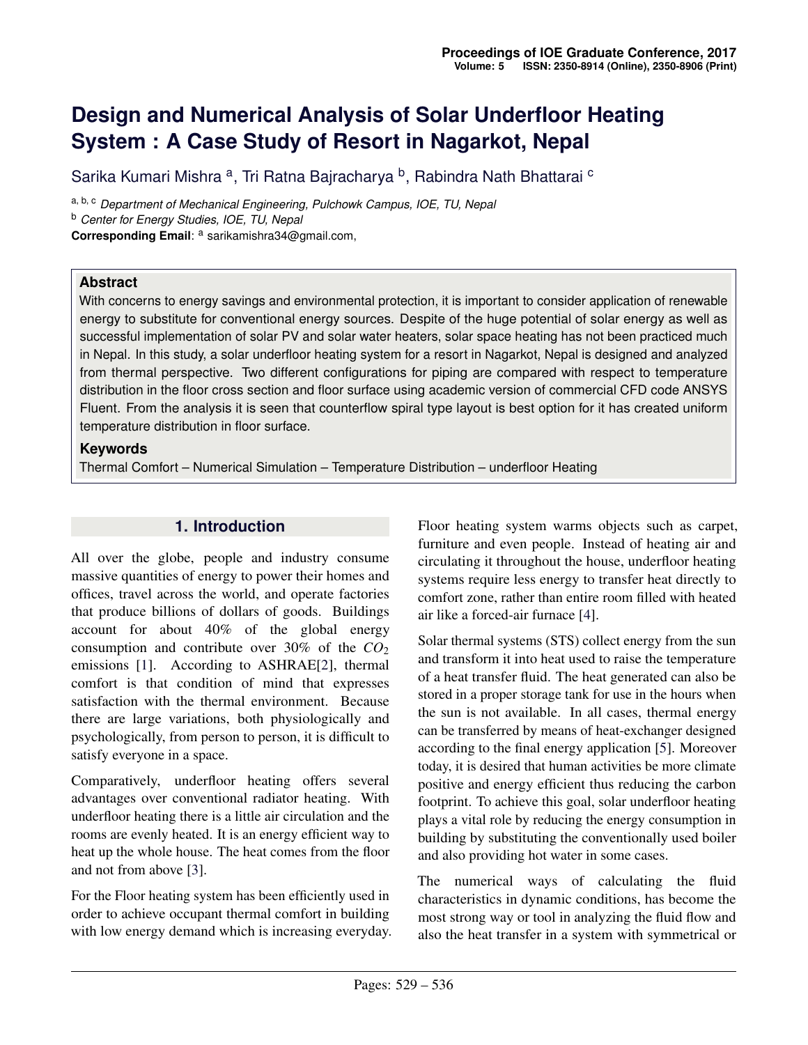# Design and Numerical Analysis of Solar Underfloor Heating System : A Case Study of Resort in Nagarkot, Nepal

Sarika Kumari Mishra [a], Tri Ratna Bajracharya [b], Rabindra Nath Bhattarai [c]

[a, b, c] *Department of Mechanical Engineering, Pulchowk Campus, IOE, TU, Nepal*
[b] *Center for Energy Studies, IOE, TU, Nepal*
**Corresponding Email**: [a] sarikamishra34@gmail.com,

**Abstract**

With concerns to energy savings and environmental protection, it is important to consider application of renewable energy to substitute for conventional energy sources. Despite of the huge potential of solar energy as well as successful implementation of solar PV and solar water heaters, solar space heating has not been practiced much in Nepal. In this study, a solar underfloor heating system for a resort in Nagarkot, Nepal is designed and analyzed from thermal perspective. Two different configurations for piping are compared with respect to temperature distribution in the floor cross section and floor surface using academic version of commercial CFD code ANSYS Fluent. From the analysis it is seen that counterflow spiral type layout is best option for it has created uniform temperature distribution in floor surface.

**Keywords**

Thermal Comfort – Numerical Simulation – Temperature Distribution – underfloor Heating

## 1. Introduction

All over the globe, people and industry consume massive quantities of energy to power their homes and offices, travel across the world, and operate factories that produce billions of dollars of goods. Buildings account for about 40% of the global energy consumption and contribute over 30% of the $CO_2$ emissions [1]. According to ASHRAE[2], thermal comfort is that condition of mind that expresses satisfaction with the thermal environment. Because there are large variations, both physiologically and psychologically, from person to person, it is difficult to satisfy everyone in a space.

Comparatively, underfloor heating offers several advantages over conventional radiator heating. With underfloor heating there is a little air circulation and the rooms are evenly heated. It is an energy efficient way to heat up the whole house. The heat comes from the floor and not from above [3].

For the Floor heating system has been efficiently used in order to achieve occupant thermal comfort in building with low energy demand which is increasing everyday. Floor heating system warms objects such as carpet, furniture and even people. Instead of heating air and circulating it throughout the house, underfloor heating systems require less energy to transfer heat directly to comfort zone, rather than entire room filled with heated air like a forced-air furnace [4].

Solar thermal systems (STS) collect energy from the sun and transform it into heat used to raise the temperature of a heat transfer fluid. The heat generated can also be stored in a proper storage tank for use in the hours when the sun is not available. In all cases, thermal energy can be transferred by means of heat-exchanger designed according to the final energy application [5]. Moreover today, it is desired that human activities be more climate positive and energy efficient thus reducing the carbon footprint. To achieve this goal, solar underfloor heating plays a vital role by reducing the energy consumption in building by substituting the conventionally used boiler and also providing hot water in some cases.

The numerical ways of calculating the fluid characteristics in dynamic conditions, has become the most strong way or tool in analyzing the fluid flow and also the heat transfer in a system with symmetrical or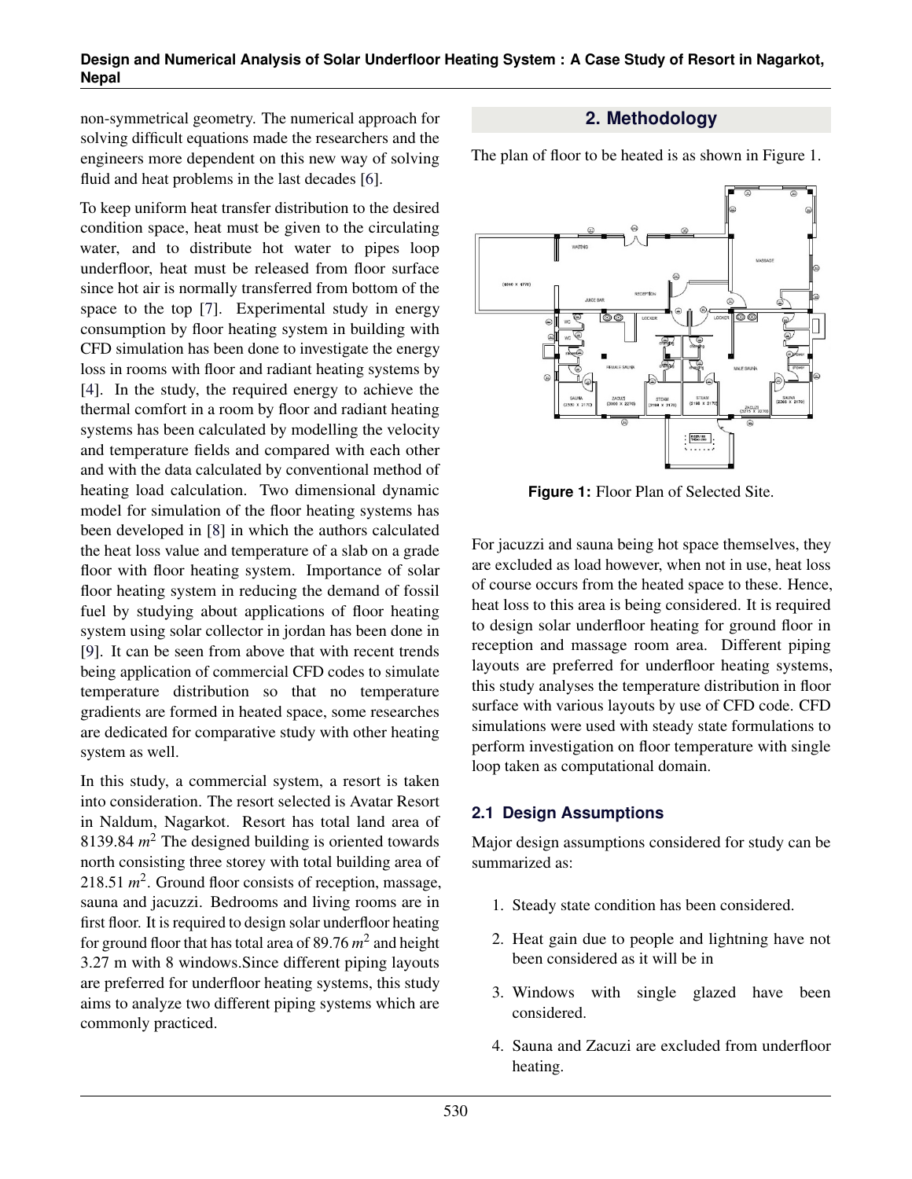non-symmetrical geometry. The numerical approach for solving difficult equations made the researchers and the engineers more dependent on this new way of solving fluid and heat problems in the last decades [6].

To keep uniform heat transfer distribution to the desired condition space, heat must be given to the circulating water, and to distribute hot water to pipes loop underfloor, heat must be released from floor surface since hot air is normally transferred from bottom of the space to the top [7]. Experimental study in energy consumption by floor heating system in building with CFD simulation has been done to investigate the energy loss in rooms with floor and radiant heating systems by [4]. In the study, the required energy to achieve the thermal comfort in a room by floor and radiant heating systems has been calculated by modelling the velocity and temperature fields and compared with each other and with the data calculated by conventional method of heating load calculation. Two dimensional dynamic model for simulation of the floor heating systems has been developed in [8] in which the authors calculated the heat loss value and temperature of a slab on a grade floor with floor heating system. Importance of solar floor heating system in reducing the demand of fossil fuel by studying about applications of floor heating system using solar collector in jordan has been done in [9]. It can be seen from above that with recent trends being application of commercial CFD codes to simulate temperature distribution so that no temperature gradients are formed in heated space, some researches are dedicated for comparative study with other heating system as well.

In this study, a commercial system, a resort is taken into consideration. The resort selected is Avatar Resort in Naldum, Nagarkot. Resort has total land area of 8139.84 $m^2$ The designed building is oriented towards north consisting three storey with total building area of 218.51 $m^2$. Ground floor consists of reception, massage, sauna and jacuzzi. Bedrooms and living rooms are in first floor. It is required to design solar underfloor heating for ground floor that has total area of 89.76 $m^2$ and height 3.27 m with 8 windows.Since different piping layouts are preferred for underfloor heating systems, this study aims to analyze two different piping systems which are commonly practiced.

## 2. Methodology

The plan of floor to be heated is as shown in Figure 1.

**Figure 1:** Floor Plan of Selected Site.

For jacuzzi and sauna being hot space themselves, they are excluded as load however, when not in use, heat loss of course occurs from the heated space to these. Hence, heat loss to this area is being considered. It is required to design solar underfloor heating for ground floor in reception and massage room area. Different piping layouts are preferred for underfloor heating systems, this study analyses the temperature distribution in floor surface with various layouts by use of CFD code. CFD simulations were used with steady state formulations to perform investigation on floor temperature with single loop taken as computational domain.

### 2.1 Design Assumptions

Major design assumptions considered for study can be summarized as:

1. Steady state condition has been considered.
2. Heat gain due to people and lightning have not been considered as it will be in
3. Windows with single glazed have been considered.
4. Sauna and Zacuzi are excluded from underfloor heating.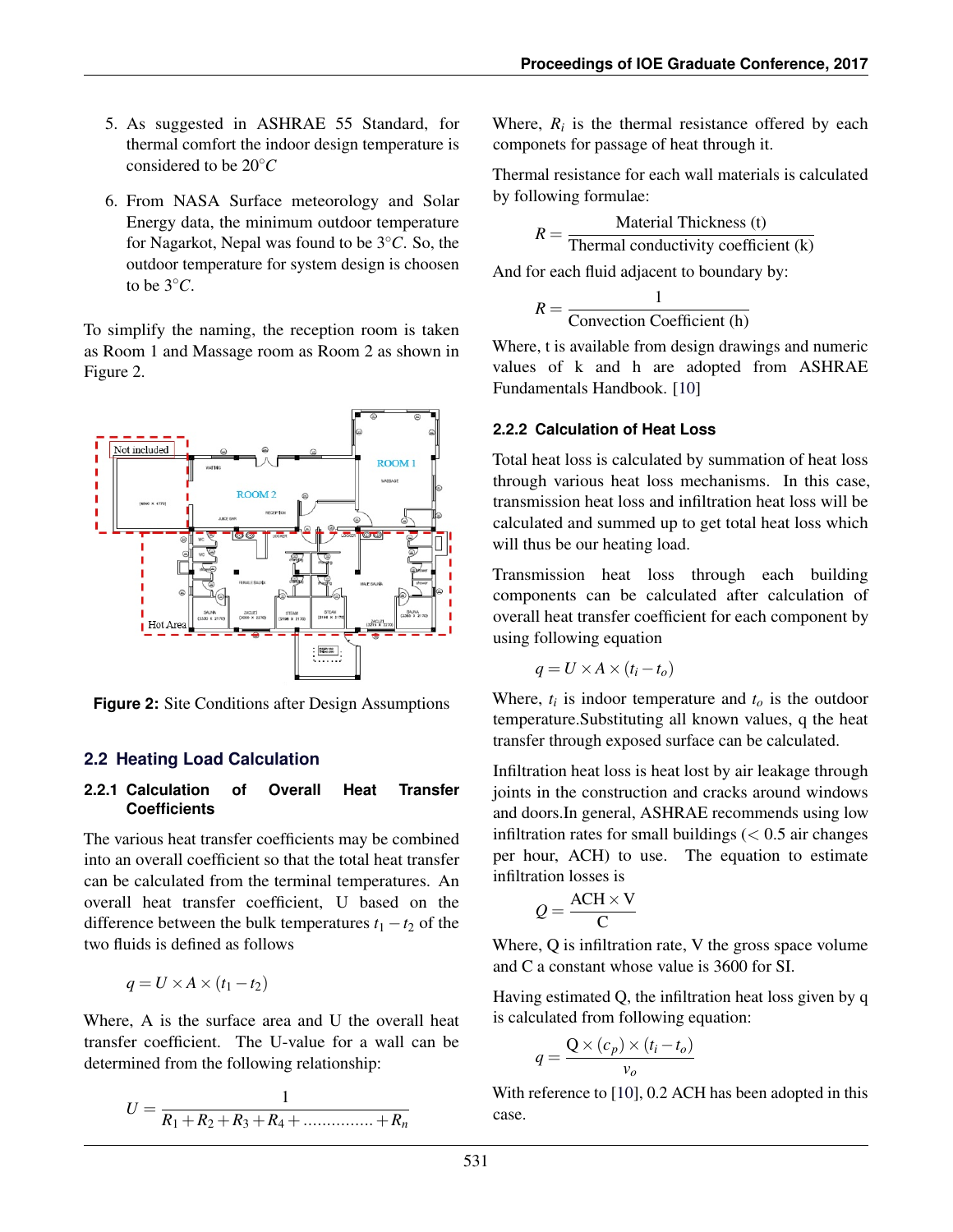5. As suggested in ASHRAE 55 Standard, for thermal comfort the indoor design temperature is considered to be 20°$C$

6. From NASA Surface meteorology and Solar Energy data, the minimum outdoor temperature for Nagarkot, Nepal was found to be 3°$C$. So, the outdoor temperature for system design is choosen to be 3°$C$.

To simplify the naming, the reception room is taken as Room 1 and Massage room as Room 2 as shown in Figure 2.

**Figure 2:** Site Conditions after Design Assumptions

## 2.2 Heating Load Calculation

### 2.2.1 Calculation of Overall Heat Transfer Coefficients

The various heat transfer coefficients may be combined into an overall coefficient so that the total heat transfer can be calculated from the terminal temperatures. An overall heat transfer coefficient, U based on the difference between the bulk temperatures $t_1 - t_2$ of the two fluids is defined as follows

$$q = U \times A \times (t_1 - t_2)$$

Where, A is the surface area and U the overall heat transfer coefficient. The U-value for a wall can be determined from the following relationship:

$$U = \frac{1}{R_1 + R_2 + R_3 + R_4 + ............... + R_n}$$

Where, $R_i$ is the thermal resistance offered by each componets for passage of heat through it.

Thermal resistance for each wall materials is calculated by following formulae:

$$R = \frac{\text{Material Thickness (t)}}{\text{Thermal conductivity coefficient (k)}}$$

And for each fluid adjacent to boundary by:

$$R = \frac{1}{\text{Convection Coefficient (h)}}$$

Where, t is available from design drawings and numeric values of k and h are adopted from ASHRAE Fundamentals Handbook. [10]

### 2.2.2 Calculation of Heat Loss

Total heat loss is calculated by summation of heat loss through various heat loss mechanisms. In this case, transmission heat loss and infiltration heat loss will be calculated and summed up to get total heat loss which will thus be our heating load.

Transmission heat loss through each building components can be calculated after calculation of overall heat transfer coefficient for each component by using following equation

$$q = U \times A \times (t_i - t_o)$$

Where, $t_i$ is indoor temperature and $t_o$ is the outdoor temperature.Substituting all known values, q the heat transfer through exposed surface can be calculated.

Infiltration heat loss is heat lost by air leakage through joints in the construction and cracks around windows and doors.In general, ASHRAE recommends using low infiltration rates for small buildings (< 0.5 air changes per hour, ACH) to use. The equation to estimate infiltration losses is

$$Q = \frac{\text{ACH} \times \text{V}}{\text{C}}$$

Where, Q is infiltration rate, V the gross space volume and C a constant whose value is 3600 for SI.

Having estimated Q, the infiltration heat loss given by q is calculated from following equation:

$$q = \frac{\text{Q} \times (c_p) \times (t_i - t_o)}{v_o}$$

With reference to [10], 0.2 ACH has been adopted in this case.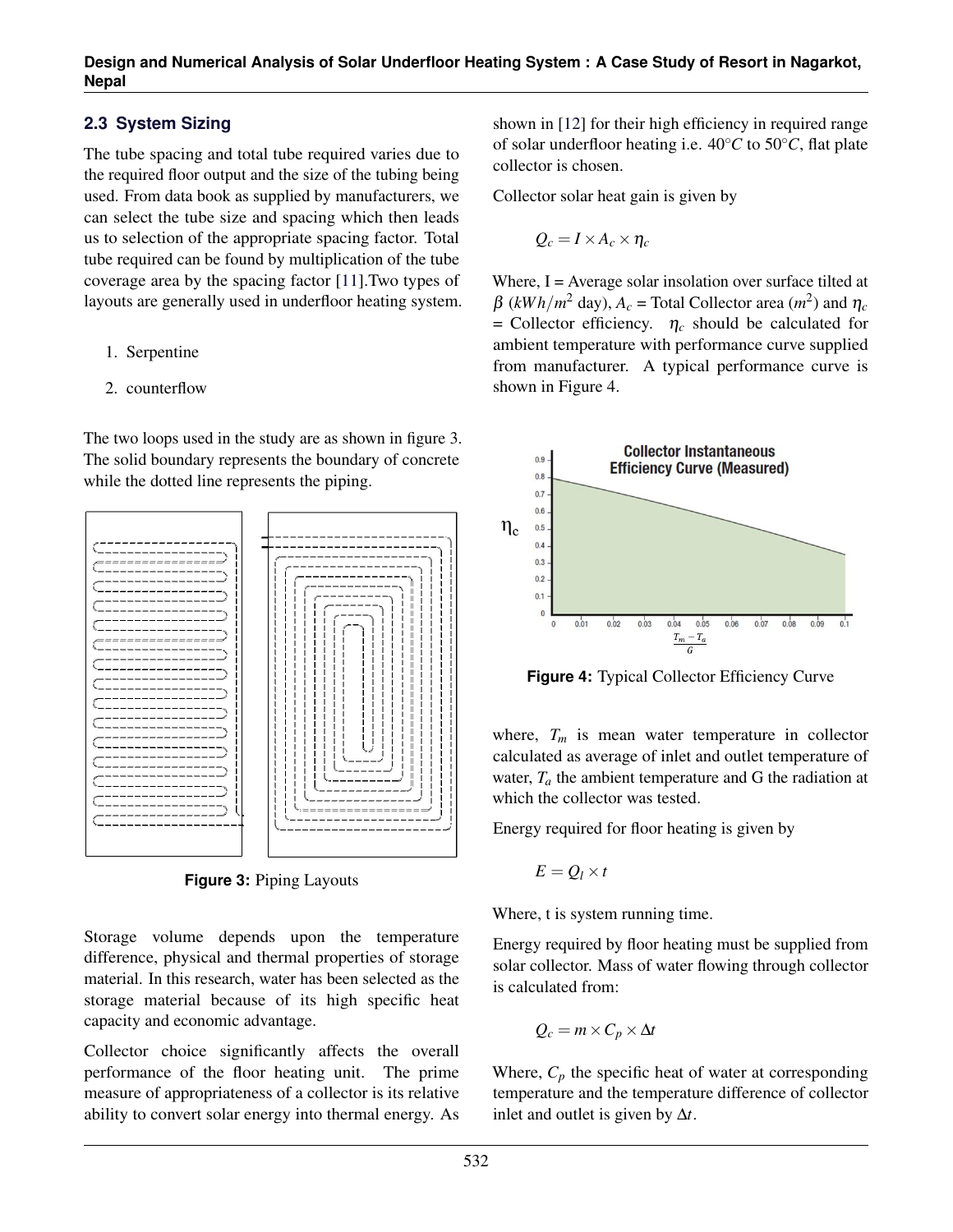## 2.3 System Sizing

The tube spacing and total tube required varies due to the required floor output and the size of the tubing being used. From data book as supplied by manufacturers, we can select the tube size and spacing which then leads us to selection of the appropriate spacing factor. Total tube required can be found by multiplication of the tube coverage area by the spacing factor [11].Two types of layouts are generally used in underfloor heating system.

1. Serpentine
2. counterflow

The two loops used in the study are as shown in figure 3. The solid boundary represents the boundary of concrete while the dotted line represents the piping.

**Figure 3:** Piping Layouts

Storage volume depends upon the temperature difference, physical and thermal properties of storage material. In this research, water has been selected as the storage material because of its high specific heat capacity and economic advantage.

Collector choice significantly affects the overall performance of the floor heating unit. The prime measure of appropriateness of a collector is its relative ability to convert solar energy into thermal energy. As shown in [12] for their high efficiency in required range of solar underfloor heating i.e. $40°C$ to $50°C$, flat plate collector is chosen.

Collector solar heat gain is given by

$$Q_c = I \times A_c \times \eta_c$$

Where, I = Average solar insolation over surface tilted at $\beta$ ($kWh/m^2$ day), $A_c$ = Total Collector area ($m^2$) and $\eta_c$ = Collector efficiency. $\eta_c$ should be calculated for ambient temperature with performance curve supplied from manufacturer. A typical performance curve is shown in Figure 4.

**Figure 4:** Typical Collector Efficiency Curve

where, $T_m$ is mean water temperature in collector calculated as average of inlet and outlet temperature of water, $T_a$ the ambient temperature and G the radiation at which the collector was tested.

Energy required for floor heating is given by

$$E = Q_l \times t$$

Where, t is system running time.

Energy required by floor heating must be supplied from solar collector. Mass of water flowing through collector is calculated from:

$$Q_c = m \times C_p \times \Delta t$$

Where, $C_p$ the specific heat of water at corresponding temperature and the temperature difference of collector inlet and outlet is given by $\Delta t$.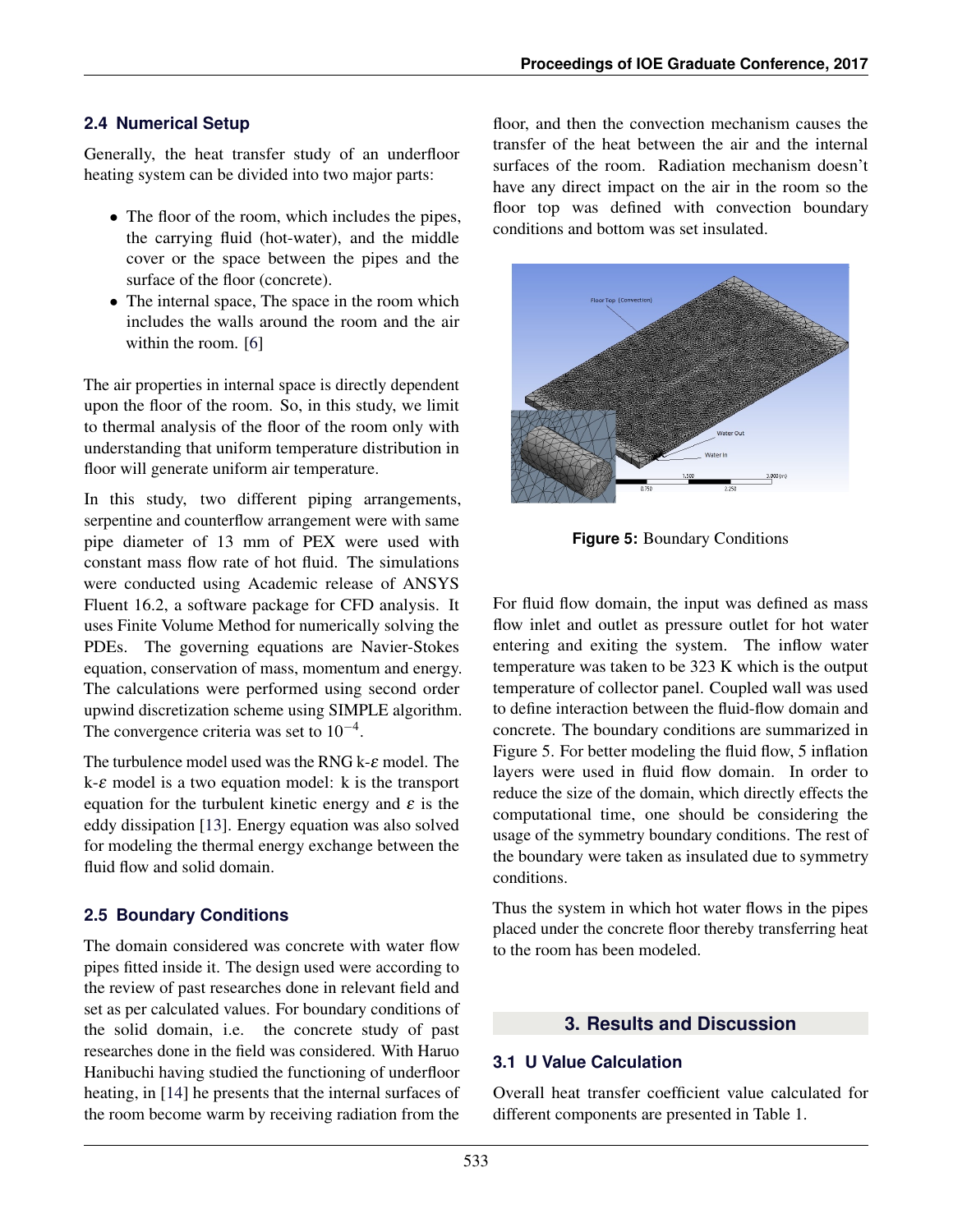### 2.4 Numerical Setup

Generally, the heat transfer study of an underfloor heating system can be divided into two major parts:

- The floor of the room, which includes the pipes, the carrying fluid (hot-water), and the middle cover or the space between the pipes and the surface of the floor (concrete).
- The internal space, The space in the room which includes the walls around the room and the air within the room. [6]

The air properties in internal space is directly dependent upon the floor of the room. So, in this study, we limit to thermal analysis of the floor of the room only with understanding that uniform temperature distribution in floor will generate uniform air temperature.

In this study, two different piping arrangements, serpentine and counterflow arrangement were with same pipe diameter of 13 mm of PEX were used with constant mass flow rate of hot fluid. The simulations were conducted using Academic release of ANSYS Fluent 16.2, a software package for CFD analysis. It uses Finite Volume Method for numerically solving the PDEs. The governing equations are Navier-Stokes equation, conservation of mass, momentum and energy. The calculations were performed using second order upwind discretization scheme using SIMPLE algorithm. The convergence criteria was set to $10^{-4}$.

The turbulence model used was the RNG k-$\varepsilon$ model. The k-$\varepsilon$ model is a two equation model: k is the transport equation for the turbulent kinetic energy and $\varepsilon$ is the eddy dissipation [13]. Energy equation was also solved for modeling the thermal energy exchange between the fluid flow and solid domain.

### 2.5 Boundary Conditions

The domain considered was concrete with water flow pipes fitted inside it. The design used were according to the review of past researches done in relevant field and set as per calculated values. For boundary conditions of the solid domain, i.e. the concrete study of past researches done in the field was considered. With Haruo Hanibuchi having studied the functioning of underfloor heating, in [14] he presents that the internal surfaces of the room become warm by receiving radiation from the floor, and then the convection mechanism causes the transfer of the heat between the air and the internal surfaces of the room. Radiation mechanism doesn't have any direct impact on the air in the room so the floor top was defined with convection boundary conditions and bottom was set insulated.

**Figure 5:** Boundary Conditions

For fluid flow domain, the input was defined as mass flow inlet and outlet as pressure outlet for hot water entering and exiting the system. The inflow water temperature was taken to be 323 K which is the output temperature of collector panel. Coupled wall was used to define interaction between the fluid-flow domain and concrete. The boundary conditions are summarized in Figure 5. For better modeling the fluid flow, 5 inflation layers were used in fluid flow domain. In order to reduce the size of the domain, which directly effects the computational time, one should be considering the usage of the symmetry boundary conditions. The rest of the boundary were taken as insulated due to symmetry conditions.

Thus the system in which hot water flows in the pipes placed under the concrete floor thereby transferring heat to the room has been modeled.

## 3. Results and Discussion

### 3.1 U Value Calculation

Overall heat transfer coefficient value calculated for different components are presented in Table 1.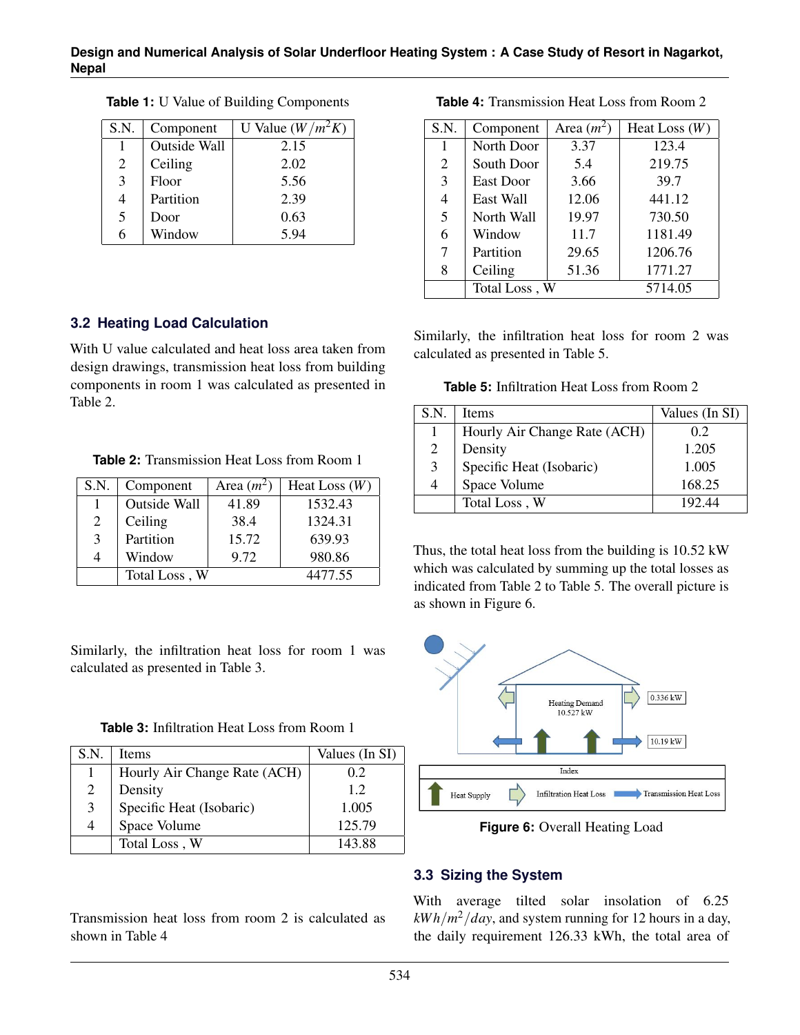**Table 1:** U Value of Building Components

| S.N. | Component | U Value ($W/m^2K$) |
|---|---|---|
| 1 | Outside Wall | 2.15 |
| 2 | Ceiling | 2.02 |
| 3 | Floor | 5.56 |
| 4 | Partition | 2.39 |
| 5 | Door | 0.63 |
| 6 | Window | 5.94 |

### 3.2 Heating Load Calculation

With U value calculated and heat loss area taken from design drawings, transmission heat loss from building components in room 1 was calculated as presented in Table 2.

**Table 2:** Transmission Heat Loss from Room 1

| S.N. | Component | Area ($m^2$) | Heat Loss ($W$) |
|---|---|---|---|
| 1 | Outside Wall | 41.89 | 1532.43 |
| 2 | Ceiling | 38.4 | 1324.31 |
| 3 | Partition | 15.72 | 639.93 |
| 4 | Window | 9.72 | 980.86 |
| | Total Loss , W | | 4477.55 |

Similarly, the infiltration heat loss for room 1 was calculated as presented in Table 3.

**Table 3:** Infiltration Heat Loss from Room 1

| S.N. | Items | Values (In SI) |
|---|---|---|
| 1 | Hourly Air Change Rate (ACH) | 0.2 |
| 2 | Density | 1.2 |
| 3 | Specific Heat (Isobaric) | 1.005 |
| 4 | Space Volume | 125.79 |
| | Total Loss , W | 143.88 |

Transmission heat loss from room 2 is calculated as shown in Table 4

**Table 4:** Transmission Heat Loss from Room 2

| S.N. | Component | Area ($m^2$) | Heat Loss ($W$) |
|---|---|---|---|
| 1 | North Door | 3.37 | 123.4 |
| 2 | South Door | 5.4 | 219.75 |
| 3 | East Door | 3.66 | 39.7 |
| 4 | East Wall | 12.06 | 441.12 |
| 5 | North Wall | 19.97 | 730.50 |
| 6 | Window | 11.7 | 1181.49 |
| 7 | Partition | 29.65 | 1206.76 |
| 8 | Ceiling | 51.36 | 1771.27 |
| | Total Loss , W | | 5714.05 |

Similarly, the infiltration heat loss for room 2 was calculated as presented in Table 5.

**Table 5:** Infiltration Heat Loss from Room 2

| S.N. | Items | Values (In SI) |
|---|---|---|
| 1 | Hourly Air Change Rate (ACH) | 0.2 |
| 2 | Density | 1.205 |
| 3 | Specific Heat (Isobaric) | 1.005 |
| 4 | Space Volume | 168.25 |
| | Total Loss , W | 192.44 |

Thus, the total heat loss from the building is 10.52 kW which was calculated by summing up the total losses as indicated from Table 2 to Table 5. The overall picture is as shown in Figure 6.

**Figure 6:** Overall Heating Load

### 3.3 Sizing the System

With average tilted solar insolation of 6.25 $kWh/m^2/day$, and system running for 12 hours in a day, the daily requirement 126.33 kWh, the total area of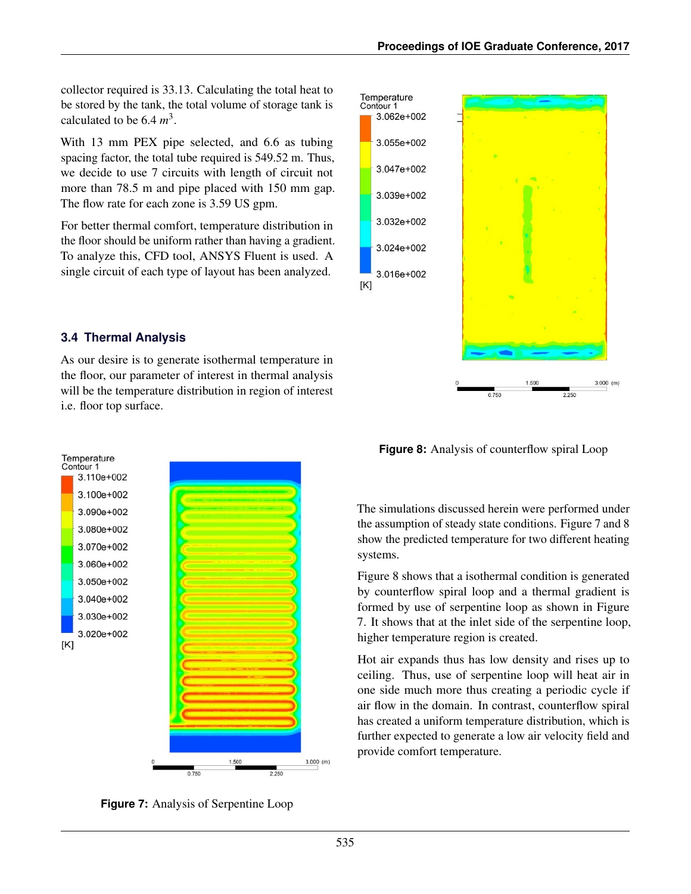collector required is 33.13. Calculating the total heat to be stored by the tank, the total volume of storage tank is calculated to be 6.4 $m^3$.

With 13 mm PEX pipe selected, and 6.6 as tubing spacing factor, the total tube required is 549.52 m. Thus, we decide to use 7 circuits with length of circuit not more than 78.5 m and pipe placed with 150 mm gap. The flow rate for each zone is 3.59 US gpm.

For better thermal comfort, temperature distribution in the floor should be uniform rather than having a gradient. To analyze this, CFD tool, ANSYS Fluent is used. A single circuit of each type of layout has been analyzed.

### 3.4 Thermal Analysis

As our desire is to generate isothermal temperature in the floor, our parameter of interest in thermal analysis will be the temperature distribution in region of interest i.e. floor top surface.

**Figure 7:** Analysis of Serpentine Loop

**Figure 8:** Analysis of counterflow spiral Loop

The simulations discussed herein were performed under the assumption of steady state conditions. Figure 7 and 8 show the predicted temperature for two different heating systems.

Figure 8 shows that a isothermal condition is generated by counterflow spiral loop and a thermal gradient is formed by use of serpentine loop as shown in Figure 7. It shows that at the inlet side of the serpentine loop, higher temperature region is created.

Hot air expands thus has low density and rises up to ceiling. Thus, use of serpentine loop will heat air in one side much more thus creating a periodic cycle if air flow in the domain. In contrast, counterflow spiral has created a uniform temperature distribution, which is further expected to generate a low air velocity field and provide comfort temperature.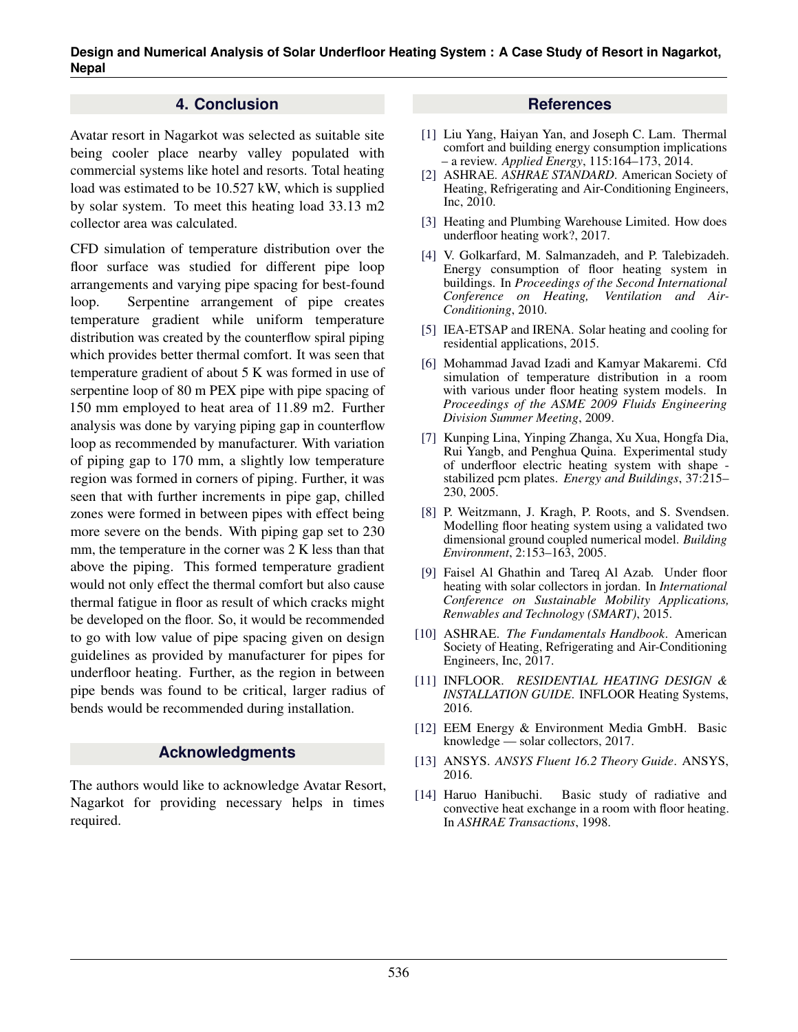## 4. Conclusion

Avatar resort in Nagarkot was selected as suitable site being cooler place nearby valley populated with commercial systems like hotel and resorts. Total heating load was estimated to be 10.527 kW, which is supplied by solar system. To meet this heating load 33.13 m2 collector area was calculated.

CFD simulation of temperature distribution over the floor surface was studied for different pipe loop arrangements and varying pipe spacing for best-found loop. Serpentine arrangement of pipe creates temperature gradient while uniform temperature distribution was created by the counterflow spiral piping which provides better thermal comfort. It was seen that temperature gradient of about 5 K was formed in use of serpentine loop of 80 m PEX pipe with pipe spacing of 150 mm employed to heat area of 11.89 m2. Further analysis was done by varying piping gap in counterflow loop as recommended by manufacturer. With variation of piping gap to 170 mm, a slightly low temperature region was formed in corners of piping. Further, it was seen that with further increments in pipe gap, chilled zones were formed in between pipes with effect being more severe on the bends. With piping gap set to 230 mm, the temperature in the corner was 2 K less than that above the piping. This formed temperature gradient would not only effect the thermal comfort but also cause thermal fatigue in floor as result of which cracks might be developed on the floor. So, it would be recommended to go with low value of pipe spacing given on design guidelines as provided by manufacturer for pipes for underfloor heating. Further, as the region in between pipe bends was found to be critical, larger radius of bends would be recommended during installation.

## Acknowledgments

The authors would like to acknowledge Avatar Resort, Nagarkot for providing necessary helps in times required.

## References

[1] Liu Yang, Haiyan Yan, and Joseph C. Lam. Thermal comfort and building energy consumption implications – a review. *Applied Energy*, 115:164–173, 2014.

[2] ASHRAE. *ASHRAE STANDARD*. American Society of Heating, Refrigerating and Air-Conditioning Engineers, Inc, 2010.

[3] Heating and Plumbing Warehouse Limited. How does underfloor heating work?, 2017.

[4] V. Golkarfard, M. Salmanzadeh, and P. Talebizadeh. Energy consumption of floor heating system in buildings. In *Proceedings of the Second International Conference on Heating, Ventilation and Air-Conditioning*, 2010.

[5] IEA-ETSAP and IRENA. Solar heating and cooling for residential applications, 2015.

[6] Mohammad Javad Izadi and Kamyar Makaremi. Cfd simulation of temperature distribution in a room with various under floor heating system models. In *Proceedings of the ASME 2009 Fluids Engineering Division Summer Meeting*, 2009.

[7] Kunping Lina, Yinping Zhanga, Xu Xua, Hongfa Dia, Rui Yangb, and Penghua Quina. Experimental study of underfloor electric heating system with shape - stabilized pcm plates. *Energy and Buildings*, 37:215–230, 2005.

[8] P. Weitzmann, J. Kragh, P. Roots, and S. Svendsen. Modelling floor heating system using a validated two dimensional ground coupled numerical model. *Building Environment*, 2:153–163, 2005.

[9] Faisel Al Ghathin and Tareq Al Azab. Under floor heating with solar collectors in jordan. In *International Conference on Sustainable Mobility Applications, Renwables and Technology (SMART)*, 2015.

[10] ASHRAE. *The Fundamentals Handbook*. American Society of Heating, Refrigerating and Air-Conditioning Engineers, Inc, 2017.

[11] INFLOOR. *RESIDENTIAL HEATING DESIGN & INSTALLATION GUIDE*. INFLOOR Heating Systems, 2016.

[12] EEM Energy & Environment Media GmbH. Basic knowledge — solar collectors, 2017.

[13] ANSYS. *ANSYS Fluent 16.2 Theory Guide*. ANSYS, 2016.

[14] Haruo Hanibuchi. Basic study of radiative and convective heat exchange in a room with floor heating. In *ASHRAE Transactions*, 1998.